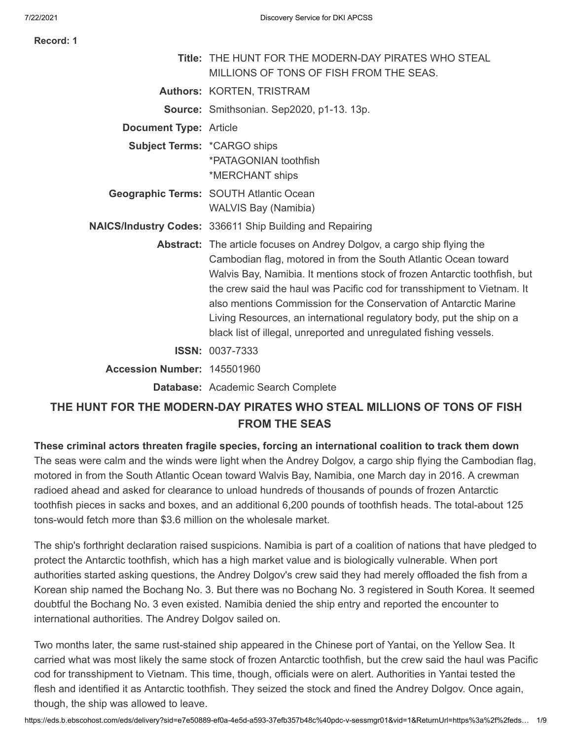**Record: 1**

| | |
|---|---|
| **Title:** | THE HUNT FOR THE MODERN-DAY PIRATES WHO STEAL MILLIONS OF TONS OF FISH FROM THE SEAS. |
| **Authors:** | KORTEN, TRISTRAM |
| **Source:** | Smithsonian. Sep2020, p1-13. 13p. |
| **Document Type:** | Article |
| **Subject Terms:** | *CARGO ships<br>*PATAGONIAN toothfish<br>*MERCHANT ships |
| **Geographic Terms:** | SOUTH Atlantic Ocean<br>WALVIS Bay (Namibia) |
| **NAICS/Industry Codes:** | 336611 Ship Building and Repairing |
| **Abstract:** | The article focuses on Andrey Dolgov, a cargo ship flying the Cambodian flag, motored in from the South Atlantic Ocean toward Walvis Bay, Namibia. It mentions stock of frozen Antarctic toothfish, but the crew said the haul was Pacific cod for transshipment to Vietnam. It also mentions Commission for the Conservation of Antarctic Marine Living Resources, an international regulatory body, put the ship on a black list of illegal, unreported and unregulated fishing vessels. |
| **ISSN:** | 0037-7333 |
| **Accession Number:** | 145501960 |
| **Database:** | Academic Search Complete |

# THE HUNT FOR THE MODERN-DAY PIRATES WHO STEAL MILLIONS OF TONS OF FISH FROM THE SEAS

**These criminal actors threaten fragile species, forcing an international coalition to track them down**

The seas were calm and the winds were light when the Andrey Dolgov, a cargo ship flying the Cambodian flag, motored in from the South Atlantic Ocean toward Walvis Bay, Namibia, one March day in 2016. A crewman radioed ahead and asked for clearance to unload hundreds of thousands of pounds of frozen Antarctic toothfish pieces in sacks and boxes, and an additional 6,200 pounds of toothfish heads. The total-about 125 tons-would fetch more than $3.6 million on the wholesale market.

The ship's forthright declaration raised suspicions. Namibia is part of a coalition of nations that have pledged to protect the Antarctic toothfish, which has a high market value and is biologically vulnerable. When port authorities started asking questions, the Andrey Dolgov's crew said they had merely offloaded the fish from a Korean ship named the Bochang No. 3. But there was no Bochang No. 3 registered in South Korea. It seemed doubtful the Bochang No. 3 even existed. Namibia denied the ship entry and reported the encounter to international authorities. The Andrey Dolgov sailed on.

Two months later, the same rust-stained ship appeared in the Chinese port of Yantai, on the Yellow Sea. It carried what was most likely the same stock of frozen Antarctic toothfish, but the crew said the haul was Pacific cod for transshipment to Vietnam. This time, though, officials were on alert. Authorities in Yantai tested the flesh and identified it as Antarctic toothfish. They seized the stock and fined the Andrey Dolgov. Once again, though, the ship was allowed to leave.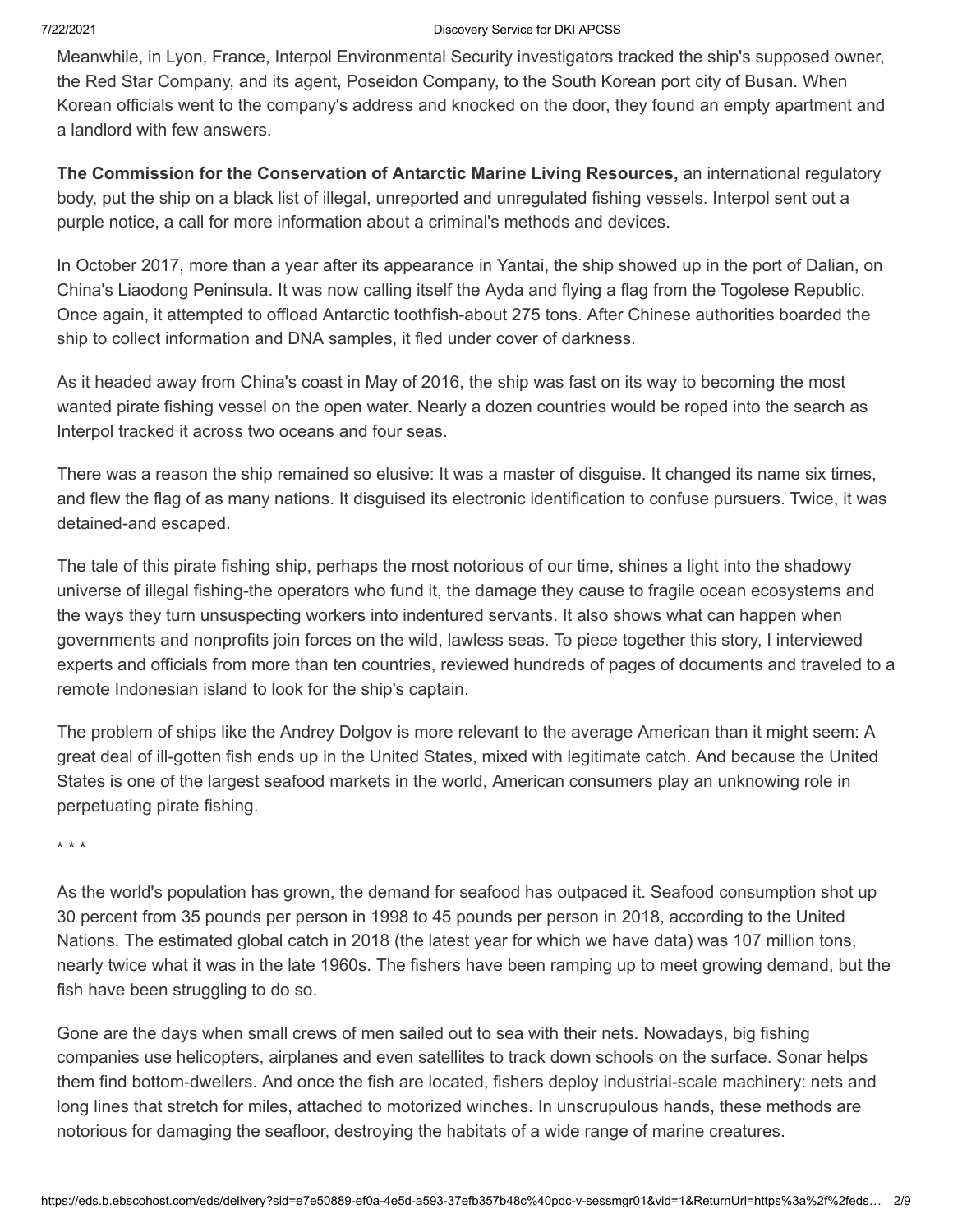Meanwhile, in Lyon, France, Interpol Environmental Security investigators tracked the ship's supposed owner, the Red Star Company, and its agent, Poseidon Company, to the South Korean port city of Busan. When Korean officials went to the company's address and knocked on the door, they found an empty apartment and a landlord with few answers.

**The Commission for the Conservation of Antarctic Marine Living Resources,** an international regulatory body, put the ship on a black list of illegal, unreported and unregulated fishing vessels. Interpol sent out a purple notice, a call for more information about a criminal's methods and devices.

In October 2017, more than a year after its appearance in Yantai, the ship showed up in the port of Dalian, on China's Liaodong Peninsula. It was now calling itself the Ayda and flying a flag from the Togolese Republic. Once again, it attempted to offload Antarctic toothfish-about 275 tons. After Chinese authorities boarded the ship to collect information and DNA samples, it fled under cover of darkness.

As it headed away from China's coast in May of 2016, the ship was fast on its way to becoming the most wanted pirate fishing vessel on the open water. Nearly a dozen countries would be roped into the search as Interpol tracked it across two oceans and four seas.

There was a reason the ship remained so elusive: It was a master of disguise. It changed its name six times, and flew the flag of as many nations. It disguised its electronic identification to confuse pursuers. Twice, it was detained-and escaped.

The tale of this pirate fishing ship, perhaps the most notorious of our time, shines a light into the shadowy universe of illegal fishing-the operators who fund it, the damage they cause to fragile ocean ecosystems and the ways they turn unsuspecting workers into indentured servants. It also shows what can happen when governments and nonprofits join forces on the wild, lawless seas. To piece together this story, I interviewed experts and officials from more than ten countries, reviewed hundreds of pages of documents and traveled to a remote Indonesian island to look for the ship's captain.

The problem of ships like the Andrey Dolgov is more relevant to the average American than it might seem: A great deal of ill-gotten fish ends up in the United States, mixed with legitimate catch. And because the United States is one of the largest seafood markets in the world, American consumers play an unknowing role in perpetuating pirate fishing.

\* \* \*

As the world's population has grown, the demand for seafood has outpaced it. Seafood consumption shot up 30 percent from 35 pounds per person in 1998 to 45 pounds per person in 2018, according to the United Nations. The estimated global catch in 2018 (the latest year for which we have data) was 107 million tons, nearly twice what it was in the late 1960s. The fishers have been ramping up to meet growing demand, but the fish have been struggling to do so.

Gone are the days when small crews of men sailed out to sea with their nets. Nowadays, big fishing companies use helicopters, airplanes and even satellites to track down schools on the surface. Sonar helps them find bottom-dwellers. And once the fish are located, fishers deploy industrial-scale machinery: nets and long lines that stretch for miles, attached to motorized winches. In unscrupulous hands, these methods are notorious for damaging the seafloor, destroying the habitats of a wide range of marine creatures.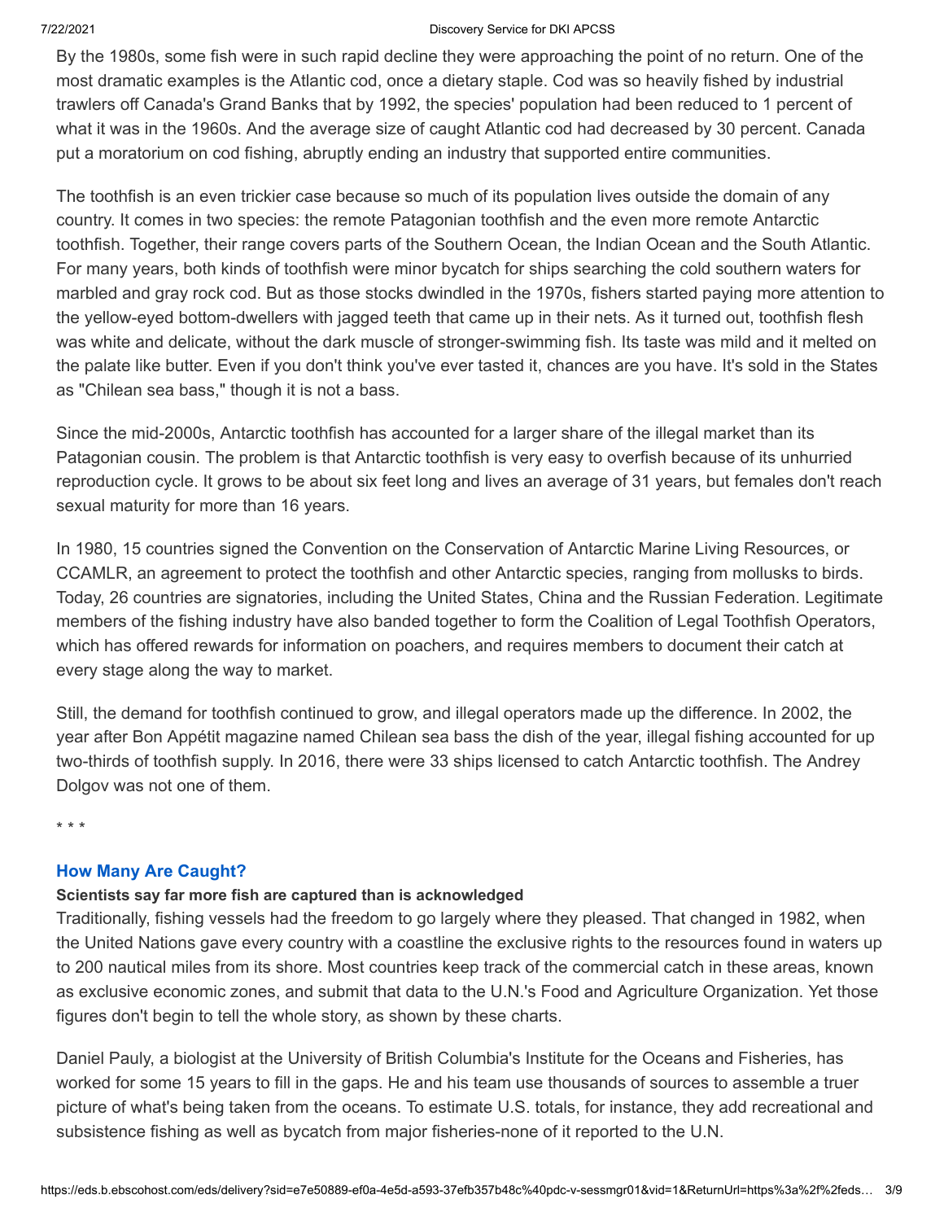By the 1980s, some fish were in such rapid decline they were approaching the point of no return. One of the most dramatic examples is the Atlantic cod, once a dietary staple. Cod was so heavily fished by industrial trawlers off Canada's Grand Banks that by 1992, the species' population had been reduced to 1 percent of what it was in the 1960s. And the average size of caught Atlantic cod had decreased by 30 percent. Canada put a moratorium on cod fishing, abruptly ending an industry that supported entire communities.

The toothfish is an even trickier case because so much of its population lives outside the domain of any country. It comes in two species: the remote Patagonian toothfish and the even more remote Antarctic toothfish. Together, their range covers parts of the Southern Ocean, the Indian Ocean and the South Atlantic. For many years, both kinds of toothfish were minor bycatch for ships searching the cold southern waters for marbled and gray rock cod. But as those stocks dwindled in the 1970s, fishers started paying more attention to the yellow-eyed bottom-dwellers with jagged teeth that came up in their nets. As it turned out, toothfish flesh was white and delicate, without the dark muscle of stronger-swimming fish. Its taste was mild and it melted on the palate like butter. Even if you don't think you've ever tasted it, chances are you have. It's sold in the States as "Chilean sea bass," though it is not a bass.

Since the mid-2000s, Antarctic toothfish has accounted for a larger share of the illegal market than its Patagonian cousin. The problem is that Antarctic toothfish is very easy to overfish because of its unhurried reproduction cycle. It grows to be about six feet long and lives an average of 31 years, but females don't reach sexual maturity for more than 16 years.

In 1980, 15 countries signed the Convention on the Conservation of Antarctic Marine Living Resources, or CCAMLR, an agreement to protect the toothfish and other Antarctic species, ranging from mollusks to birds. Today, 26 countries are signatories, including the United States, China and the Russian Federation. Legitimate members of the fishing industry have also banded together to form the Coalition of Legal Toothfish Operators, which has offered rewards for information on poachers, and requires members to document their catch at every stage along the way to market.

Still, the demand for toothfish continued to grow, and illegal operators made up the difference. In 2002, the year after Bon Appétit magazine named Chilean sea bass the dish of the year, illegal fishing accounted for up two-thirds of toothfish supply. In 2016, there were 33 ships licensed to catch Antarctic toothfish. The Andrey Dolgov was not one of them.

* * *

## How Many Are Caught?

**Scientists say far more fish are captured than is acknowledged**

Traditionally, fishing vessels had the freedom to go largely where they pleased. That changed in 1982, when the United Nations gave every country with a coastline the exclusive rights to the resources found in waters up to 200 nautical miles from its shore. Most countries keep track of the commercial catch in these areas, known as exclusive economic zones, and submit that data to the U.N.'s Food and Agriculture Organization. Yet those figures don't begin to tell the whole story, as shown by these charts.

Daniel Pauly, a biologist at the University of British Columbia's Institute for the Oceans and Fisheries, has worked for some 15 years to fill in the gaps. He and his team use thousands of sources to assemble a truer picture of what's being taken from the oceans. To estimate U.S. totals, for instance, they add recreational and subsistence fishing as well as bycatch from major fisheries-none of it reported to the U.N.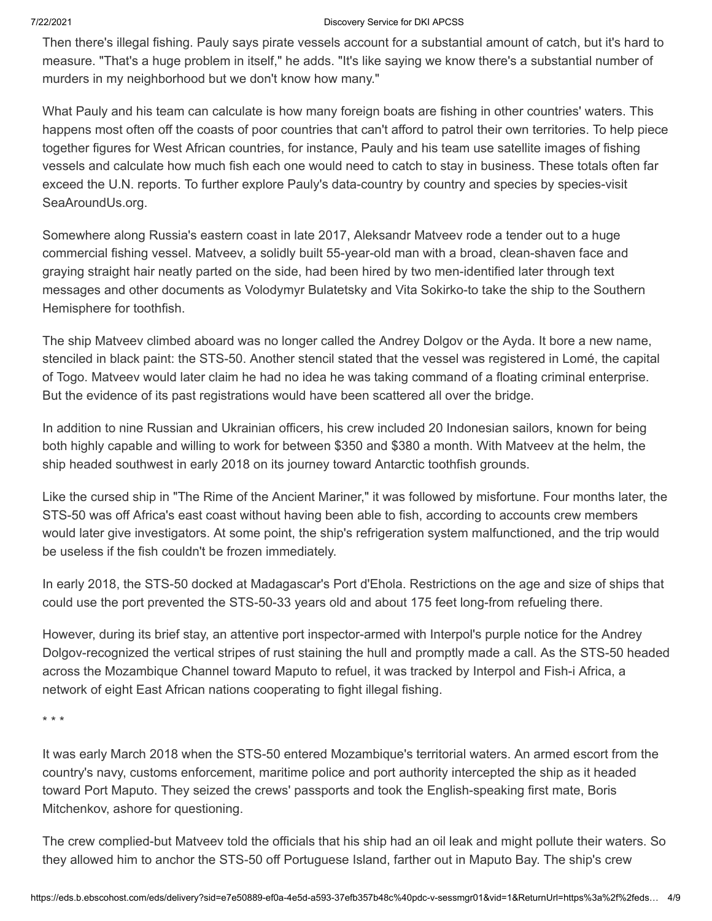Then there's illegal fishing. Pauly says pirate vessels account for a substantial amount of catch, but it's hard to measure. "That's a huge problem in itself," he adds. "It's like saying we know there's a substantial number of murders in my neighborhood but we don't know how many."

What Pauly and his team can calculate is how many foreign boats are fishing in other countries' waters. This happens most often off the coasts of poor countries that can't afford to patrol their own territories. To help piece together figures for West African countries, for instance, Pauly and his team use satellite images of fishing vessels and calculate how much fish each one would need to catch to stay in business. These totals often far exceed the U.N. reports. To further explore Pauly's data-country by country and species by species-visit SeaAroundUs.org.

Somewhere along Russia's eastern coast in late 2017, Aleksandr Matveev rode a tender out to a huge commercial fishing vessel. Matveev, a solidly built 55-year-old man with a broad, clean-shaven face and graying straight hair neatly parted on the side, had been hired by two men-identified later through text messages and other documents as Volodymyr Bulatetsky and Vita Sokirko-to take the ship to the Southern Hemisphere for toothfish.

The ship Matveev climbed aboard was no longer called the Andrey Dolgov or the Ayda. It bore a new name, stenciled in black paint: the STS-50. Another stencil stated that the vessel was registered in Lomé, the capital of Togo. Matveev would later claim he had no idea he was taking command of a floating criminal enterprise. But the evidence of its past registrations would have been scattered all over the bridge.

In addition to nine Russian and Ukrainian officers, his crew included 20 Indonesian sailors, known for being both highly capable and willing to work for between $350 and $380 a month. With Matveev at the helm, the ship headed southwest in early 2018 on its journey toward Antarctic toothfish grounds.

Like the cursed ship in "The Rime of the Ancient Mariner," it was followed by misfortune. Four months later, the STS-50 was off Africa's east coast without having been able to fish, according to accounts crew members would later give investigators. At some point, the ship's refrigeration system malfunctioned, and the trip would be useless if the fish couldn't be frozen immediately.

In early 2018, the STS-50 docked at Madagascar's Port d'Ehola. Restrictions on the age and size of ships that could use the port prevented the STS-50-33 years old and about 175 feet long-from refueling there.

However, during its brief stay, an attentive port inspector-armed with Interpol's purple notice for the Andrey Dolgov-recognized the vertical stripes of rust staining the hull and promptly made a call. As the STS-50 headed across the Mozambique Channel toward Maputo to refuel, it was tracked by Interpol and Fish-i Africa, a network of eight East African nations cooperating to fight illegal fishing.

* * *

It was early March 2018 when the STS-50 entered Mozambique's territorial waters. An armed escort from the country's navy, customs enforcement, maritime police and port authority intercepted the ship as it headed toward Port Maputo. They seized the crews' passports and took the English-speaking first mate, Boris Mitchenkov, ashore for questioning.

The crew complied-but Matveev told the officials that his ship had an oil leak and might pollute their waters. So they allowed him to anchor the STS-50 off Portuguese Island, farther out in Maputo Bay. The ship's crew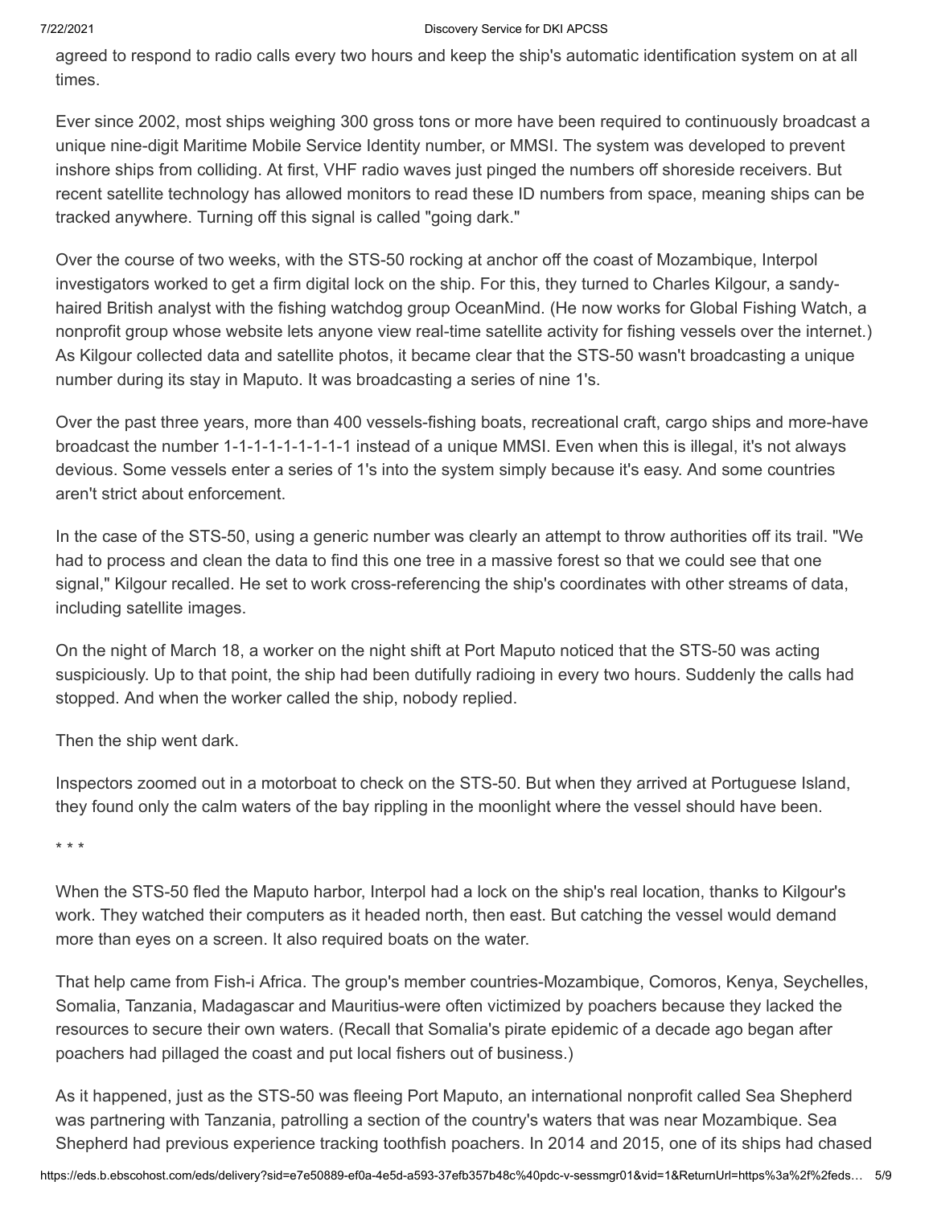agreed to respond to radio calls every two hours and keep the ship's automatic identification system on at all times.

Ever since 2002, most ships weighing 300 gross tons or more have been required to continuously broadcast a unique nine-digit Maritime Mobile Service Identity number, or MMSI. The system was developed to prevent inshore ships from colliding. At first, VHF radio waves just pinged the numbers off shoreside receivers. But recent satellite technology has allowed monitors to read these ID numbers from space, meaning ships can be tracked anywhere. Turning off this signal is called "going dark."

Over the course of two weeks, with the STS-50 rocking at anchor off the coast of Mozambique, Interpol investigators worked to get a firm digital lock on the ship. For this, they turned to Charles Kilgour, a sandy-haired British analyst with the fishing watchdog group OceanMind. (He now works for Global Fishing Watch, a nonprofit group whose website lets anyone view real-time satellite activity for fishing vessels over the internet.) As Kilgour collected data and satellite photos, it became clear that the STS-50 wasn't broadcasting a unique number during its stay in Maputo. It was broadcasting a series of nine 1's.

Over the past three years, more than 400 vessels-fishing boats, recreational craft, cargo ships and more-have broadcast the number 1-1-1-1-1-1-1-1-1 instead of a unique MMSI. Even when this is illegal, it's not always devious. Some vessels enter a series of 1's into the system simply because it's easy. And some countries aren't strict about enforcement.

In the case of the STS-50, using a generic number was clearly an attempt to throw authorities off its trail. "We had to process and clean the data to find this one tree in a massive forest so that we could see that one signal," Kilgour recalled. He set to work cross-referencing the ship's coordinates with other streams of data, including satellite images.

On the night of March 18, a worker on the night shift at Port Maputo noticed that the STS-50 was acting suspiciously. Up to that point, the ship had been dutifully radioing in every two hours. Suddenly the calls had stopped. And when the worker called the ship, nobody replied.

Then the ship went dark.

Inspectors zoomed out in a motorboat to check on the STS-50. But when they arrived at Portuguese Island, they found only the calm waters of the bay rippling in the moonlight where the vessel should have been.

\* \* \*

When the STS-50 fled the Maputo harbor, Interpol had a lock on the ship's real location, thanks to Kilgour's work. They watched their computers as it headed north, then east. But catching the vessel would demand more than eyes on a screen. It also required boats on the water.

That help came from Fish-i Africa. The group's member countries-Mozambique, Comoros, Kenya, Seychelles, Somalia, Tanzania, Madagascar and Mauritius-were often victimized by poachers because they lacked the resources to secure their own waters. (Recall that Somalia's pirate epidemic of a decade ago began after poachers had pillaged the coast and put local fishers out of business.)

As it happened, just as the STS-50 was fleeing Port Maputo, an international nonprofit called Sea Shepherd was partnering with Tanzania, patrolling a section of the country's waters that was near Mozambique. Sea Shepherd had previous experience tracking toothfish poachers. In 2014 and 2015, one of its ships had chased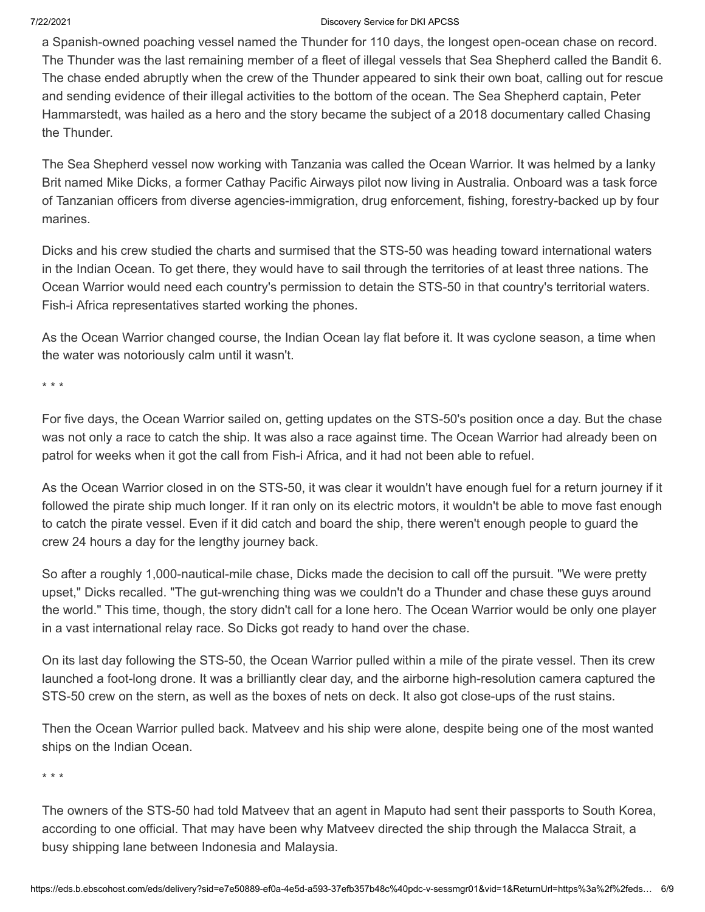a Spanish-owned poaching vessel named the Thunder for 110 days, the longest open-ocean chase on record. The Thunder was the last remaining member of a fleet of illegal vessels that Sea Shepherd called the Bandit 6. The chase ended abruptly when the crew of the Thunder appeared to sink their own boat, calling out for rescue and sending evidence of their illegal activities to the bottom of the ocean. The Sea Shepherd captain, Peter Hammarstedt, was hailed as a hero and the story became the subject of a 2018 documentary called Chasing the Thunder.

The Sea Shepherd vessel now working with Tanzania was called the Ocean Warrior. It was helmed by a lanky Brit named Mike Dicks, a former Cathay Pacific Airways pilot now living in Australia. Onboard was a task force of Tanzanian officers from diverse agencies-immigration, drug enforcement, fishing, forestry-backed up by four marines.

Dicks and his crew studied the charts and surmised that the STS-50 was heading toward international waters in the Indian Ocean. To get there, they would have to sail through the territories of at least three nations. The Ocean Warrior would need each country's permission to detain the STS-50 in that country's territorial waters. Fish-i Africa representatives started working the phones.

As the Ocean Warrior changed course, the Indian Ocean lay flat before it. It was cyclone season, a time when the water was notoriously calm until it wasn't.

* * *

For five days, the Ocean Warrior sailed on, getting updates on the STS-50's position once a day. But the chase was not only a race to catch the ship. It was also a race against time. The Ocean Warrior had already been on patrol for weeks when it got the call from Fish-i Africa, and it had not been able to refuel.

As the Ocean Warrior closed in on the STS-50, it was clear it wouldn't have enough fuel for a return journey if it followed the pirate ship much longer. If it ran only on its electric motors, it wouldn't be able to move fast enough to catch the pirate vessel. Even if it did catch and board the ship, there weren't enough people to guard the crew 24 hours a day for the lengthy journey back.

So after a roughly 1,000-nautical-mile chase, Dicks made the decision to call off the pursuit. "We were pretty upset," Dicks recalled. "The gut-wrenching thing was we couldn't do a Thunder and chase these guys around the world." This time, though, the story didn't call for a lone hero. The Ocean Warrior would be only one player in a vast international relay race. So Dicks got ready to hand over the chase.

On its last day following the STS-50, the Ocean Warrior pulled within a mile of the pirate vessel. Then its crew launched a foot-long drone. It was a brilliantly clear day, and the airborne high-resolution camera captured the STS-50 crew on the stern, as well as the boxes of nets on deck. It also got close-ups of the rust stains.

Then the Ocean Warrior pulled back. Matveev and his ship were alone, despite being one of the most wanted ships on the Indian Ocean.

* * *

The owners of the STS-50 had told Matveev that an agent in Maputo had sent their passports to South Korea, according to one official. That may have been why Matveev directed the ship through the Malacca Strait, a busy shipping lane between Indonesia and Malaysia.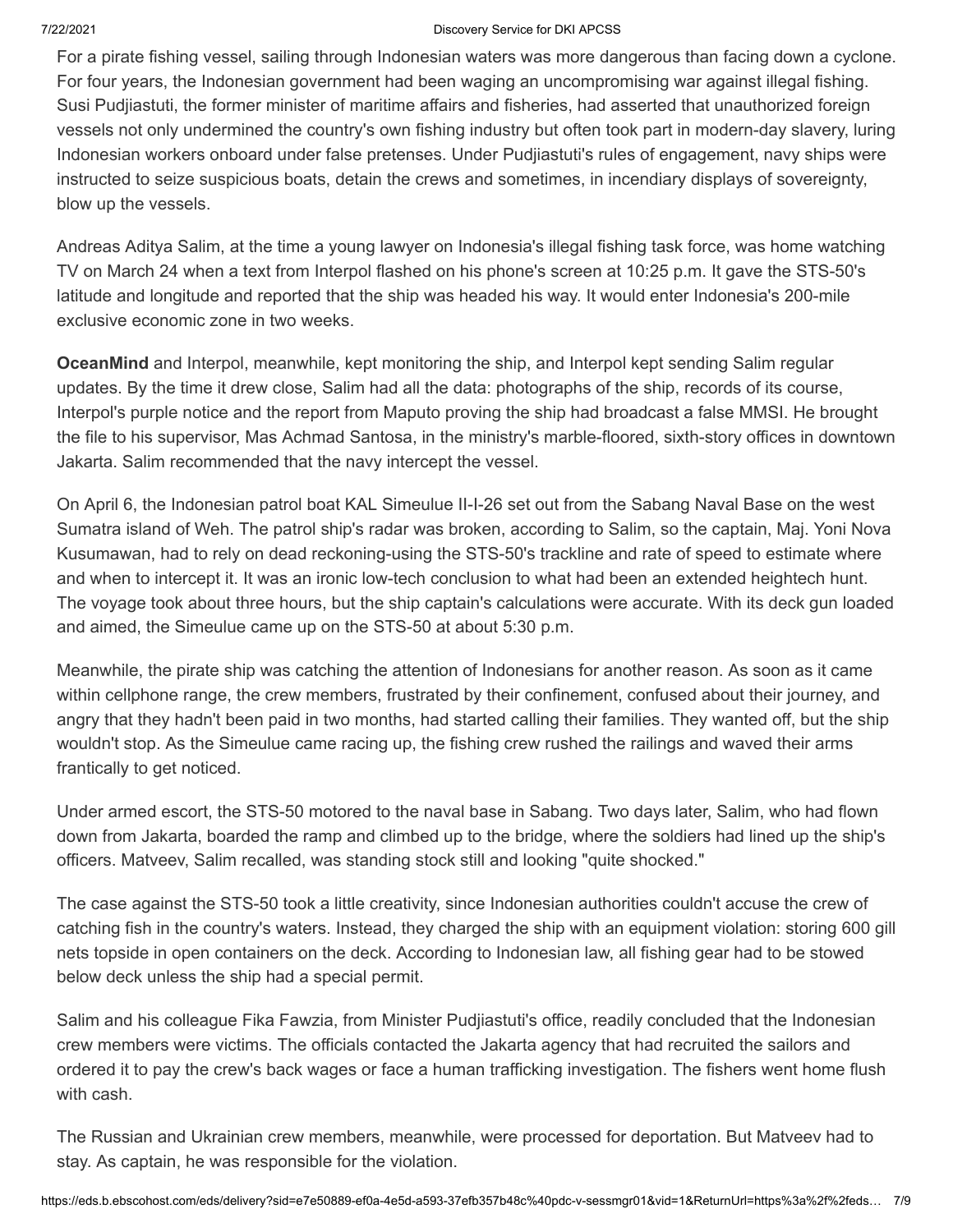For a pirate fishing vessel, sailing through Indonesian waters was more dangerous than facing down a cyclone. For four years, the Indonesian government had been waging an uncompromising war against illegal fishing. Susi Pudjiastuti, the former minister of maritime affairs and fisheries, had asserted that unauthorized foreign vessels not only undermined the country's own fishing industry but often took part in modern-day slavery, luring Indonesian workers onboard under false pretenses. Under Pudjiastuti's rules of engagement, navy ships were instructed to seize suspicious boats, detain the crews and sometimes, in incendiary displays of sovereignty, blow up the vessels.

Andreas Aditya Salim, at the time a young lawyer on Indonesia's illegal fishing task force, was home watching TV on March 24 when a text from Interpol flashed on his phone's screen at 10:25 p.m. It gave the STS-50's latitude and longitude and reported that the ship was headed his way. It would enter Indonesia's 200-mile exclusive economic zone in two weeks.

**OceanMind** and Interpol, meanwhile, kept monitoring the ship, and Interpol kept sending Salim regular updates. By the time it drew close, Salim had all the data: photographs of the ship, records of its course, Interpol's purple notice and the report from Maputo proving the ship had broadcast a false MMSI. He brought the file to his supervisor, Mas Achmad Santosa, in the ministry's marble-floored, sixth-story offices in downtown Jakarta. Salim recommended that the navy intercept the vessel.

On April 6, the Indonesian patrol boat KAL Simeulue II-I-26 set out from the Sabang Naval Base on the west Sumatra island of Weh. The patrol ship's radar was broken, according to Salim, so the captain, Maj. Yoni Nova Kusumawan, had to rely on dead reckoning-using the STS-50's trackline and rate of speed to estimate where and when to intercept it. It was an ironic low-tech conclusion to what had been an extended heightech hunt. The voyage took about three hours, but the ship captain's calculations were accurate. With its deck gun loaded and aimed, the Simeulue came up on the STS-50 at about 5:30 p.m.

Meanwhile, the pirate ship was catching the attention of Indonesians for another reason. As soon as it came within cellphone range, the crew members, frustrated by their confinement, confused about their journey, and angry that they hadn't been paid in two months, had started calling their families. They wanted off, but the ship wouldn't stop. As the Simeulue came racing up, the fishing crew rushed the railings and waved their arms frantically to get noticed.

Under armed escort, the STS-50 motored to the naval base in Sabang. Two days later, Salim, who had flown down from Jakarta, boarded the ramp and climbed up to the bridge, where the soldiers had lined up the ship's officers. Matveev, Salim recalled, was standing stock still and looking "quite shocked."

The case against the STS-50 took a little creativity, since Indonesian authorities couldn't accuse the crew of catching fish in the country's waters. Instead, they charged the ship with an equipment violation: storing 600 gill nets topside in open containers on the deck. According to Indonesian law, all fishing gear had to be stowed below deck unless the ship had a special permit.

Salim and his colleague Fika Fawzia, from Minister Pudjiastuti's office, readily concluded that the Indonesian crew members were victims. The officials contacted the Jakarta agency that had recruited the sailors and ordered it to pay the crew's back wages or face a human trafficking investigation. The fishers went home flush with cash.

The Russian and Ukrainian crew members, meanwhile, were processed for deportation. But Matveev had to stay. As captain, he was responsible for the violation.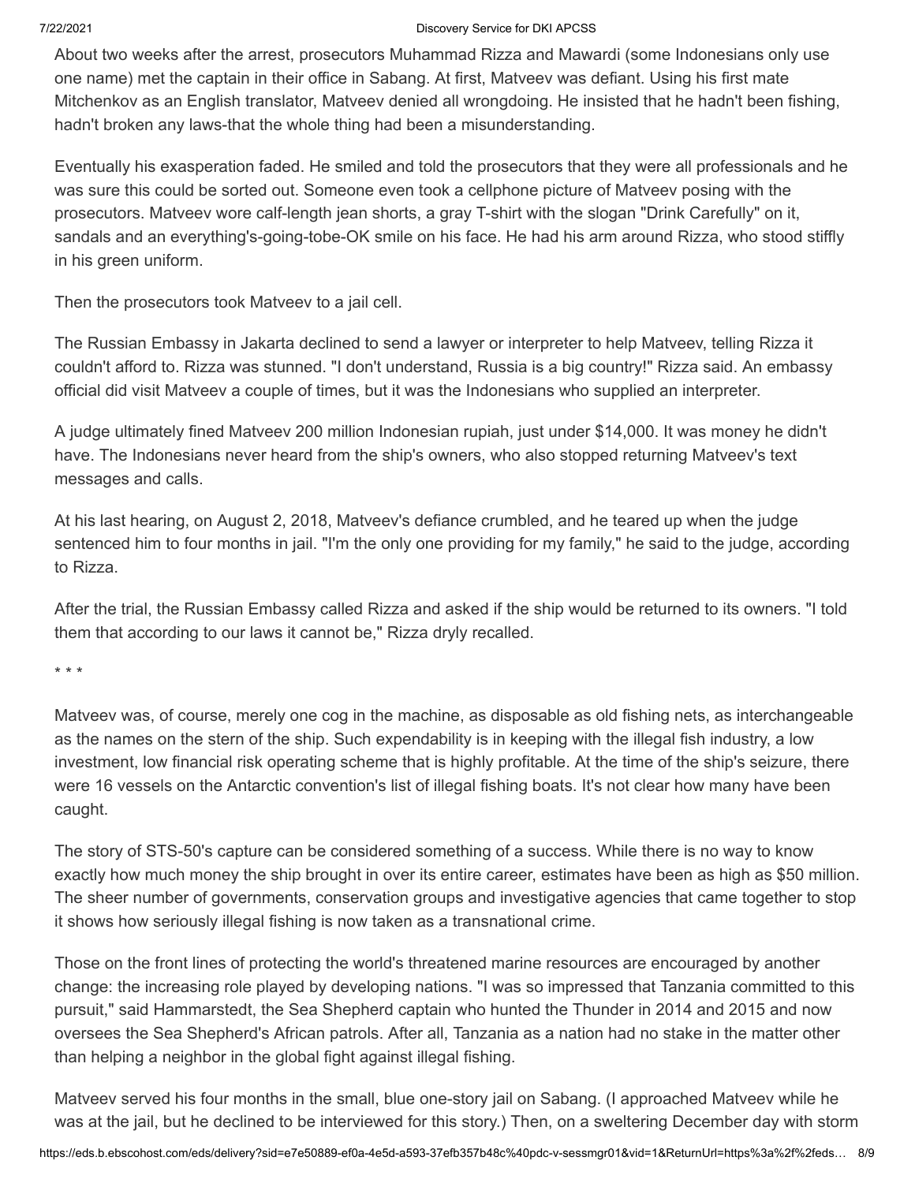About two weeks after the arrest, prosecutors Muhammad Rizza and Mawardi (some Indonesians only use one name) met the captain in their office in Sabang. At first, Matveev was defiant. Using his first mate Mitchenkov as an English translator, Matveev denied all wrongdoing. He insisted that he hadn't been fishing, hadn't broken any laws-that the whole thing had been a misunderstanding.

Eventually his exasperation faded. He smiled and told the prosecutors that they were all professionals and he was sure this could be sorted out. Someone even took a cellphone picture of Matveev posing with the prosecutors. Matveev wore calf-length jean shorts, a gray T-shirt with the slogan "Drink Carefully" on it, sandals and an everything's-going-tobe-OK smile on his face. He had his arm around Rizza, who stood stiffly in his green uniform.

Then the prosecutors took Matveev to a jail cell.

The Russian Embassy in Jakarta declined to send a lawyer or interpreter to help Matveev, telling Rizza it couldn't afford to. Rizza was stunned. "I don't understand, Russia is a big country!" Rizza said. An embassy official did visit Matveev a couple of times, but it was the Indonesians who supplied an interpreter.

A judge ultimately fined Matveev 200 million Indonesian rupiah, just under $14,000. It was money he didn't have. The Indonesians never heard from the ship's owners, who also stopped returning Matveev's text messages and calls.

At his last hearing, on August 2, 2018, Matveev's defiance crumbled, and he teared up when the judge sentenced him to four months in jail. "I'm the only one providing for my family," he said to the judge, according to Rizza.

After the trial, the Russian Embassy called Rizza and asked if the ship would be returned to its owners. "I told them that according to our laws it cannot be," Rizza dryly recalled.

* * *

Matveev was, of course, merely one cog in the machine, as disposable as old fishing nets, as interchangeable as the names on the stern of the ship. Such expendability is in keeping with the illegal fish industry, a low investment, low financial risk operating scheme that is highly profitable. At the time of the ship's seizure, there were 16 vessels on the Antarctic convention's list of illegal fishing boats. It's not clear how many have been caught.

The story of STS-50's capture can be considered something of a success. While there is no way to know exactly how much money the ship brought in over its entire career, estimates have been as high as $50 million. The sheer number of governments, conservation groups and investigative agencies that came together to stop it shows how seriously illegal fishing is now taken as a transnational crime.

Those on the front lines of protecting the world's threatened marine resources are encouraged by another change: the increasing role played by developing nations. "I was so impressed that Tanzania committed to this pursuit," said Hammarstedt, the Sea Shepherd captain who hunted the Thunder in 2014 and 2015 and now oversees the Sea Shepherd's African patrols. After all, Tanzania as a nation had no stake in the matter other than helping a neighbor in the global fight against illegal fishing.

Matveev served his four months in the small, blue one-story jail on Sabang. (I approached Matveev while he was at the jail, but he declined to be interviewed for this story.) Then, on a sweltering December day with storm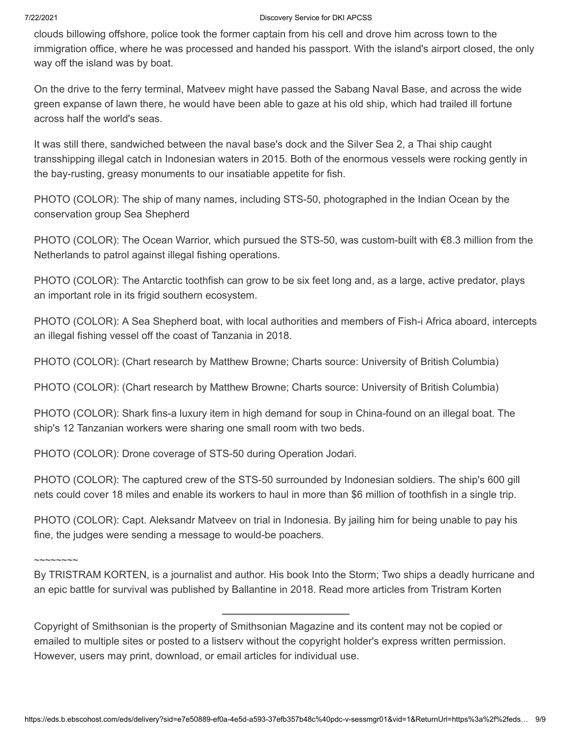clouds billowing offshore, police took the former captain from his cell and drove him across town to the immigration office, where he was processed and handed his passport. With the island's airport closed, the only way off the island was by boat.

On the drive to the ferry terminal, Matveev might have passed the Sabang Naval Base, and across the wide green expanse of lawn there, he would have been able to gaze at his old ship, which had trailed ill fortune across half the world's seas.

It was still there, sandwiched between the naval base's dock and the Silver Sea 2, a Thai ship caught transshipping illegal catch in Indonesian waters in 2015. Both of the enormous vessels were rocking gently in the bay-rusting, greasy monuments to our insatiable appetite for fish.

PHOTO (COLOR): The ship of many names, including STS-50, photographed in the Indian Ocean by the conservation group Sea Shepherd

PHOTO (COLOR): The Ocean Warrior, which pursued the STS-50, was custom-built with €8.3 million from the Netherlands to patrol against illegal fishing operations.

PHOTO (COLOR): The Antarctic toothfish can grow to be six feet long and, as a large, active predator, plays an important role in its frigid southern ecosystem.

PHOTO (COLOR): A Sea Shepherd boat, with local authorities and members of Fish-i Africa aboard, intercepts an illegal fishing vessel off the coast of Tanzania in 2018.

PHOTO (COLOR): (Chart research by Matthew Browne; Charts source: University of British Columbia)

PHOTO (COLOR): (Chart research by Matthew Browne; Charts source: University of British Columbia)

PHOTO (COLOR): Shark fins-a luxury item in high demand for soup in China-found on an illegal boat. The ship's 12 Tanzanian workers were sharing one small room with two beds.

PHOTO (COLOR): Drone coverage of STS-50 during Operation Jodari.

PHOTO (COLOR): The captured crew of the STS-50 surrounded by Indonesian soldiers. The ship's 600 gill nets could cover 18 miles and enable its workers to haul in more than $6 million of toothfish in a single trip.

PHOTO (COLOR): Capt. Aleksandr Matveev on trial in Indonesia. By jailing him for being unable to pay his fine, the judges were sending a message to would-be poachers.

~~~~~~~~

By TRISTRAM KORTEN, is a journalist and author. His book Into the Storm; Two ships a deadly hurricane and an epic battle for survival was published by Ballantine in 2018. Read more articles from Tristram Korten

---

Copyright of Smithsonian is the property of Smithsonian Magazine and its content may not be copied or emailed to multiple sites or posted to a listserv without the copyright holder's express written permission. However, users may print, download, or email articles for individual use.